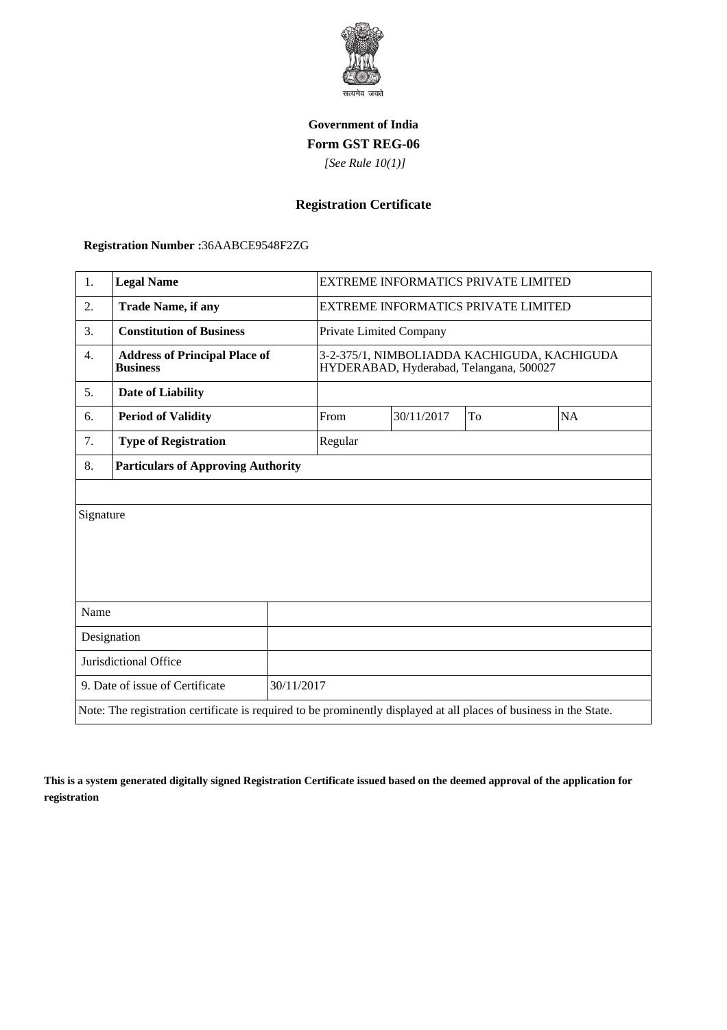सत्यमेव जयते

**Government of India**

**Form GST REG-06**

*[See Rule 10(1)]*

## Registration Certificate

**Registration Number :**36AABCE9548F2ZG

| | | | | | |
|---|---|---|---|---|---|
| 1. | **Legal Name** | EXTREME INFORMATICS PRIVATE LIMITED | | | |
| 2. | **Trade Name, if any** | EXTREME INFORMATICS PRIVATE LIMITED | | | |
| 3. | **Constitution of Business** | Private Limited Company | | | |
| 4. | **Address of Principal Place of Business** | 3-2-375/1, NIMBOLIADDA KACHIGUDA, KACHIGUDA HYDERABAD, Hyderabad, Telangana, 500027 | | | |
| 5. | **Date of Liability** | | | | |
| 6. | **Period of Validity** | From | 30/11/2017 | To | NA |
| 7. | **Type of Registration** | Regular | | | |
| 8. | **Particulars of Approving Authority** | | | | |

| | |
|---|---|
| Signature | |
| Name | |
| Designation | |
| Jurisdictional Office | |
| 9. Date of issue of Certificate | 30/11/2017 |

Note: The registration certificate is required to be prominently displayed at all places of business in the State.

**This is a system generated digitally signed Registration Certificate issued based on the deemed approval of the application for registration**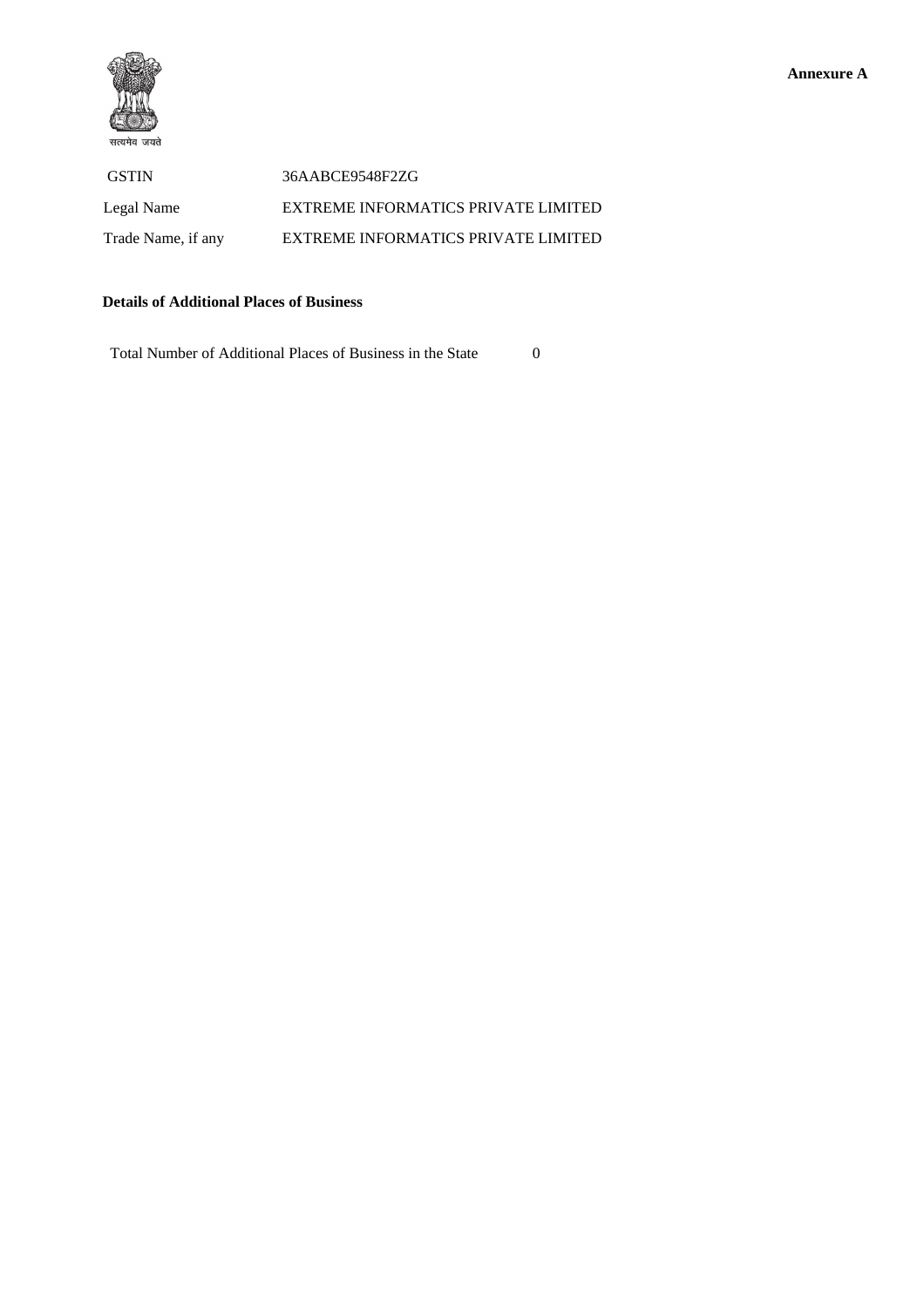**Annexure A**

सत्यमेव जयते

| | |
|---|---|
| GSTIN | 36AABCE9548F2ZG |
| Legal Name | EXTREME INFORMATICS PRIVATE LIMITED |
| Trade Name, if any | EXTREME INFORMATICS PRIVATE LIMITED |

**Details of Additional Places of Business**

Total Number of Additional Places of Business in the State 0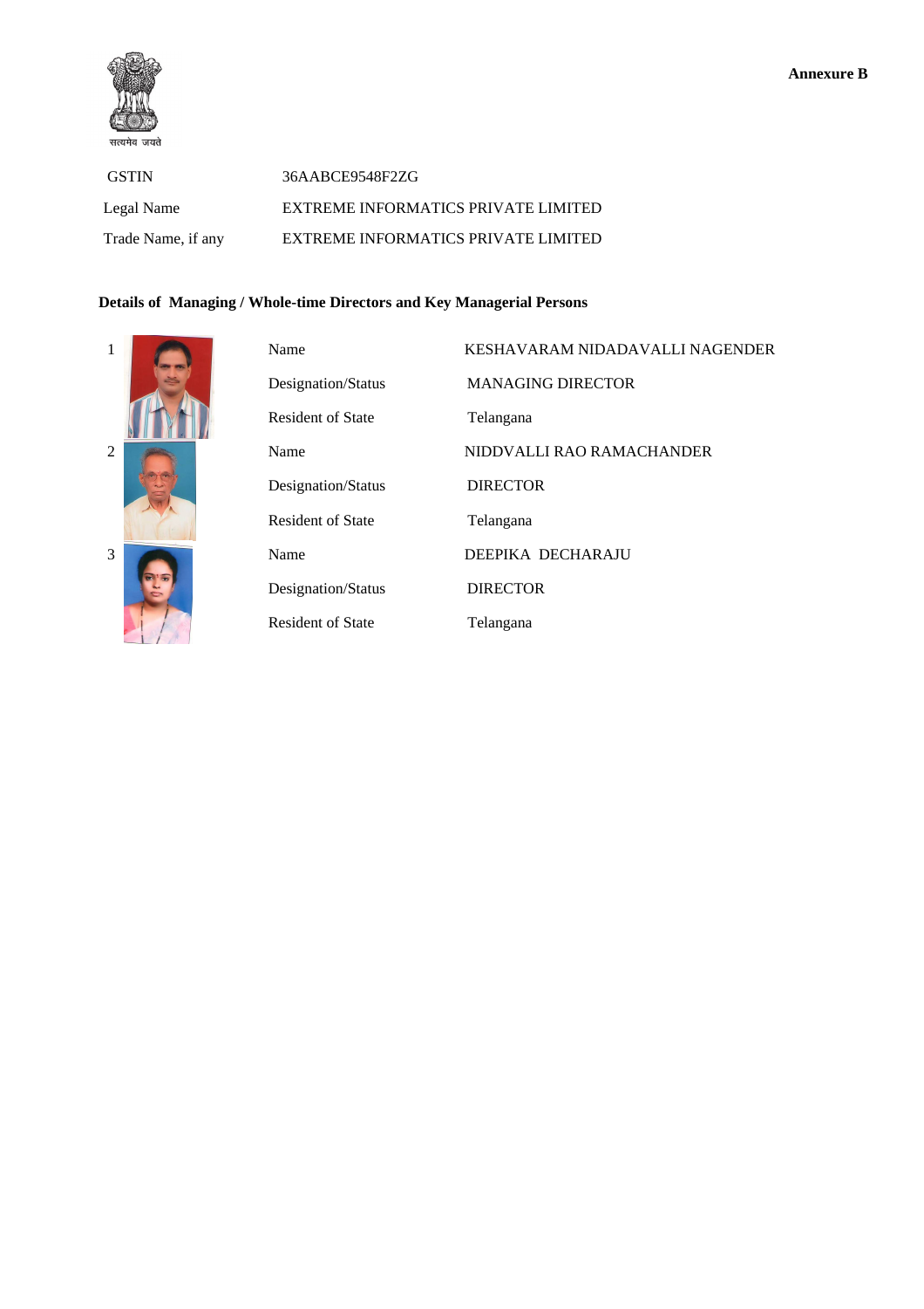**Annexure B**

सत्यमेव जयते

| | |
|---|---|
| GSTIN | 36AABCE9548F2ZG |
| Legal Name | EXTREME INFORMATICS PRIVATE LIMITED |
| Trade Name, if any | EXTREME INFORMATICS PRIVATE LIMITED |

**Details of Managing / Whole-time Directors and Key Managerial Persons**

| | | |
|---|---|---|
| 1 | Name | KESHAVARAM NIDADAVALLI NAGENDER |
| | Designation/Status | MANAGING DIRECTOR |
| | Resident of State | Telangana |
| 2 | Name | NIDDVALLI RAO RAMACHANDER |
| | Designation/Status | DIRECTOR |
| | Resident of State | Telangana |
| 3 | Name | DEEPIKA DECHARAJU |
| | Designation/Status | DIRECTOR |
| | Resident of State | Telangana |